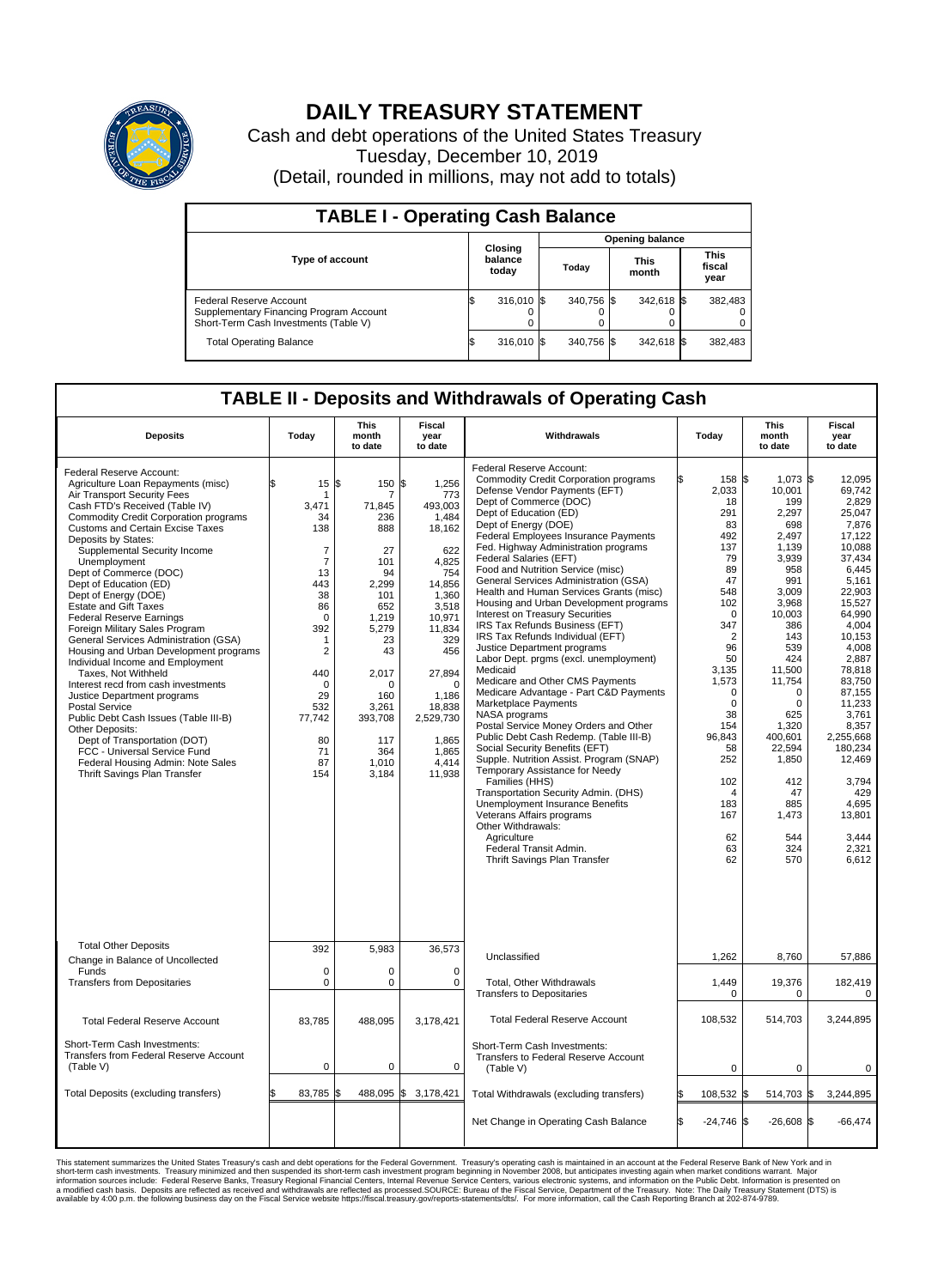# DAILY TREASURY STATEMENT

Cash and debt operations of the United States Treasury
Tuesday, December 10, 2019
(Detail, rounded in millions, may not add to totals)

## TABLE I - Operating Cash Balance

| Type of account | Closing balance today | Opening balance Today | Opening balance This month | Opening balance This fiscal year |
|---|---|---|---|---|
| Federal Reserve Account | $ 316,010 | $ 340,756 | $ 342,618 | $ 382,483 |
| Supplementary Financing Program Account | 0 | 0 | 0 | 0 |
| Short-Term Cash Investments (Table V) | 0 | 0 | 0 | 0 |
| Total Operating Balance | $ 316,010 | $ 340,756 | $ 342,618 | $ 382,483 |

## TABLE II - Deposits and Withdrawals of Operating Cash

| Deposits | Today | This month to date | Fiscal year to date |
|---|---|---|---|
| Federal Reserve Account: | | | |
| Agriculture Loan Repayments (misc) | $ 15 | $ 150 | $ 1,256 |
| Air Transport Security Fees | 1 | 7 | 773 |
| Cash FTD's Received (Table IV) | 3,471 | 71,845 | 493,003 |
| Commodity Credit Corporation programs | 34 | 236 | 1,484 |
| Customs and Certain Excise Taxes | 138 | 888 | 18,162 |
| Deposits by States: | | | |
| Supplemental Security Income | 7 | 27 | 622 |
| Unemployment | 7 | 101 | 4,825 |
| Dept of Commerce (DOC) | 13 | 94 | 754 |
| Dept of Education (ED) | 443 | 2,299 | 14,856 |
| Dept of Energy (DOE) | 38 | 101 | 1,360 |
| Estate and Gift Taxes | 86 | 652 | 3,518 |
| Federal Reserve Earnings | 0 | 1,219 | 10,971 |
| Foreign Military Sales Program | 392 | 5,279 | 11,834 |
| General Services Administration (GSA) | 1 | 23 | 329 |
| Housing and Urban Development programs | 2 | 43 | 456 |
| Individual Income and Employment Taxes, Not Withheld | 440 | 2,017 | 27,894 |
| Interest recd from cash investments | 0 | 0 | 0 |
| Justice Department programs | 29 | 160 | 1,186 |
| Postal Service | 532 | 3,261 | 18,838 |
| Public Debt Cash Issues (Table III-B) | 77,742 | 393,708 | 2,529,730 |
| Other Deposits: | | | |
| Dept of Transportation (DOT) | 80 | 117 | 1,865 |
| FCC - Universal Service Fund | 71 | 364 | 1,865 |
| Federal Housing Admin: Note Sales | 87 | 1,010 | 4,414 |
| Thrift Savings Plan Transfer | 154 | 3,184 | 11,938 |
| Total Other Deposits | 392 | 5,983 | 36,573 |
| Change in Balance of Uncollected Funds | 0 | 0 | 0 |
| Transfers from Depositaries | 0 | 0 | 0 |
| Total Federal Reserve Account | 83,785 | 488,095 | 3,178,421 |
| Short-Term Cash Investments: Transfers from Federal Reserve Account (Table V) | 0 | 0 | 0 |
| Total Deposits (excluding transfers) | $ 83,785 | $ 488,095 | $ 3,178,421 |

| Withdrawals | Today | This month to date | Fiscal year to date |
|---|---|---|---|
| Federal Reserve Account: | | | |
| Commodity Credit Corporation programs | $ 158 | $ 1,073 | $ 12,095 |
| Defense Vendor Payments (EFT) | 2,033 | 10,001 | 69,742 |
| Dept of Commerce (DOC) | 18 | 199 | 2,829 |
| Dept of Education (ED) | 291 | 2,297 | 25,047 |
| Dept of Energy (DOE) | 83 | 698 | 7,876 |
| Federal Employees Insurance Payments | 492 | 2,497 | 17,122 |
| Fed. Highway Administration programs | 137 | 1,139 | 10,088 |
| Federal Salaries (EFT) | 79 | 3,939 | 37,434 |
| Food and Nutrition Service (misc) | 89 | 958 | 6,445 |
| General Services Administration (GSA) | 47 | 991 | 5,161 |
| Health and Human Services Grants (misc) | 548 | 3,009 | 22,903 |
| Housing and Urban Development programs | 102 | 3,968 | 15,527 |
| Interest on Treasury Securities | 0 | 10,003 | 64,990 |
| IRS Tax Refunds Business (EFT) | 347 | 386 | 4,004 |
| IRS Tax Refunds Individual (EFT) | 2 | 143 | 10,153 |
| Justice Department programs | 96 | 539 | 4,008 |
| Labor Dept. prgms (excl. unemployment) | 50 | 424 | 2,887 |
| Medicaid | 3,135 | 11,500 | 78,818 |
| Medicare and Other CMS Payments | 1,573 | 11,754 | 83,750 |
| Medicare Advantage - Part C&D Payments | 0 | 0 | 87,155 |
| Marketplace Payments | 0 | 0 | 11,233 |
| NASA programs | 38 | 625 | 3,761 |
| Postal Service Money Orders and Other | 154 | 1,320 | 8,357 |
| Public Debt Cash Redemp. (Table III-B) | 96,843 | 400,601 | 2,255,668 |
| Social Security Benefits (EFT) | 58 | 22,594 | 180,234 |
| Supple. Nutrition Assist. Program (SNAP) | 252 | 1,850 | 12,469 |
| Temporary Assistance for Needy Families (HHS) | 102 | 412 | 3,794 |
| Transportation Security Admin. (DHS) | 4 | 47 | 429 |
| Unemployment Insurance Benefits | 183 | 885 | 4,695 |
| Veterans Affairs programs | 167 | 1,473 | 13,801 |
| Other Withdrawals: | | | |
| Agriculture | 62 | 544 | 3,444 |
| Federal Transit Admin. | 63 | 324 | 2,321 |
| Thrift Savings Plan Transfer | 62 | 570 | 6,612 |
| Unclassified | 1,262 | 8,760 | 57,886 |
| Total, Other Withdrawals | 1,449 | 19,376 | 182,419 |
| Transfers to Depositaries | 0 | 0 | 0 |
| Total Federal Reserve Account | 108,532 | 514,703 | 3,244,895 |
| Short-Term Cash Investments: Transfers to Federal Reserve Account (Table V) | 0 | 0 | 0 |
| Total Withdrawals (excluding transfers) | $ 108,532 | $ 514,703 | $ 3,244,895 |
| Net Change in Operating Cash Balance | $ -24,746 | $ -26,608 | $ -66,474 |

This statement summarizes the United States Treasury's cash and debt operations for the Federal Government. Treasury's operating cash is maintained in an account at the Federal Reserve Bank of New York and in short-term cash investments. Treasury minimized and then suspended its short-term cash investment program beginning in November 2008, but anticipates investing again when market conditions warrant. Major information sources include: Federal Reserve Banks, Treasury Regional Financial Centers, Internal Revenue Service Centers, various electronic systems, and information on the Public Debt. Information is presented on a modified cash basis. Deposits are reflected as received and withdrawals are reflected as processed.SOURCE: Bureau of the Fiscal Service, Department of the Treasury. Note: The Daily Treasury Statement (DTS) is available by 4:00 p.m. the following business day on the Fiscal Service website https://fiscal.treasury.gov/reports-statements/dts/. For more information, call the Cash Reporting Branch at 202-874-9789.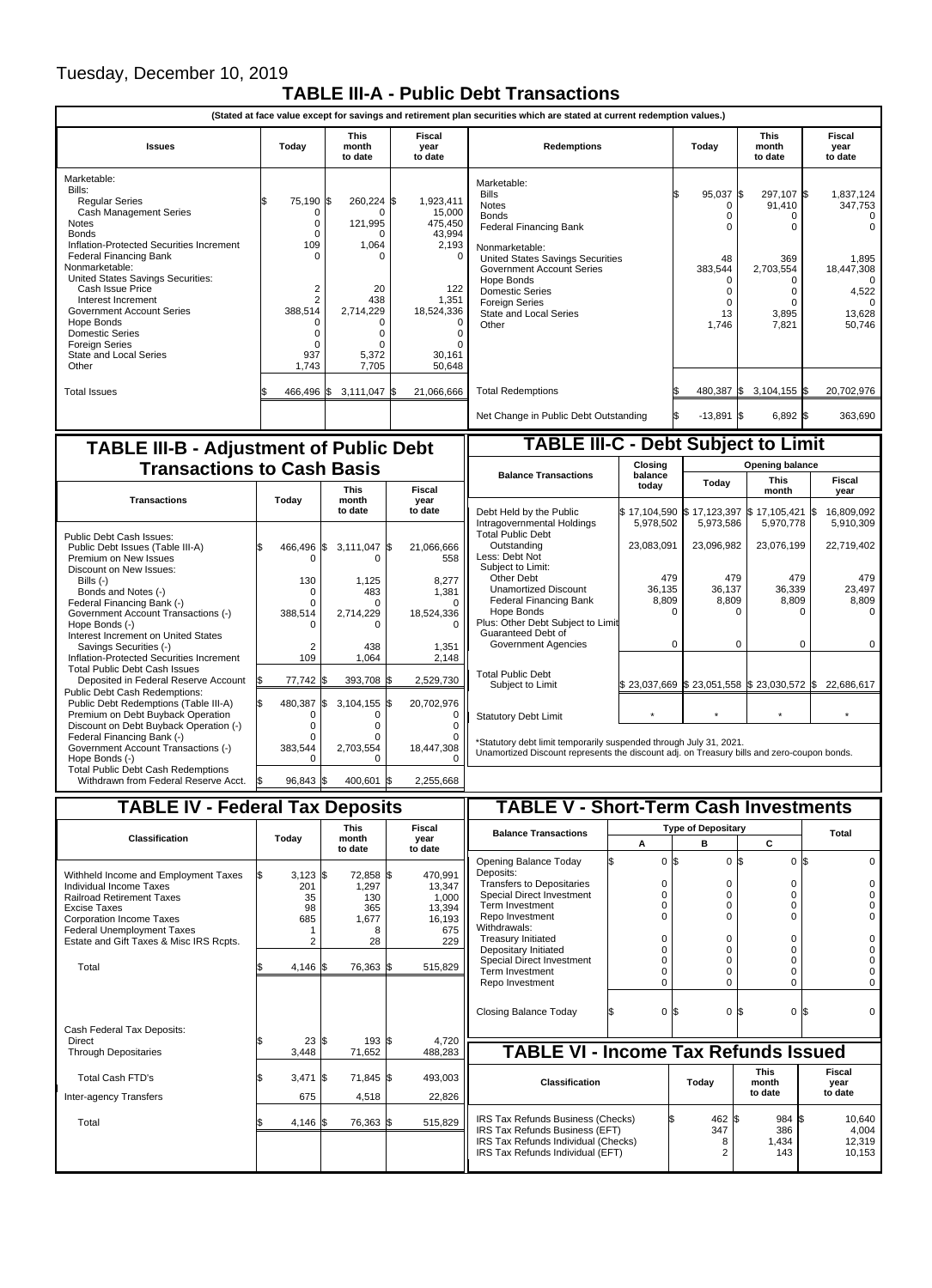Tuesday, December 10, 2019

# TABLE III-A - Public Debt Transactions

(Stated at face value except for savings and retirement plan securities which are stated at current redemption values.)

| Issues | Today | This month to date | Fiscal year to date |
|---|---|---|---|
| Marketable: | | | |
| Bills: | | | |
| Regular Series | $ 75,190 | $ 260,224 | $ 1,923,411 |
| Cash Management Series | 0 | 0 | 15,000 |
| Notes | 0 | 121,995 | 475,450 |
| Bonds | 0 | 0 | 43,994 |
| Inflation-Protected Securities Increment | 109 | 1,064 | 2,193 |
| Federal Financing Bank | 0 | 0 | 0 |
| Nonmarketable: | | | |
| United States Savings Securities: | | | |
| Cash Issue Price | 2 | 20 | 122 |
| Interest Increment | 2 | 438 | 1,351 |
| Government Account Series | 388,514 | 2,714,229 | 18,524,336 |
| Hope Bonds | 0 | 0 | 0 |
| Domestic Series | 0 | 0 | 0 |
| Foreign Series | 0 | 0 | 0 |
| State and Local Series | 937 | 5,372 | 30,161 |
| Other | 1,743 | 7,705 | 50,648 |
| Total Issues | $ 466,496 | $ 3,111,047 | $ 21,066,666 |

| Redemptions | Today | This month to date | Fiscal year to date |
|---|---|---|---|
| Marketable: | | | |
| Bills | $ 95,037 | $ 297,107 | $ 1,837,124 |
| Notes | 0 | 91,410 | 347,753 |
| Bonds | 0 | 0 | 0 |
| Federal Financing Bank | 0 | 0 | 0 |
| Nonmarketable: | | | |
| United States Savings Securities | 48 | 369 | 1,895 |
| Government Account Series | 383,544 | 2,703,554 | 18,447,308 |
| Hope Bonds | 0 | 0 | 0 |
| Domestic Series | 0 | 0 | 4,522 |
| Foreign Series | 0 | 0 | 0 |
| State and Local Series | 13 | 3,895 | 13,628 |
| Other | 1,746 | 7,821 | 50,746 |
| Total Redemptions | $ 480,387 | $ 3,104,155 | $ 20,702,976 |
| Net Change in Public Debt Outstanding | $ -13,891 | $ 6,892 | $ 363,690 |

# TABLE III-B - Adjustment of Public Debt Transactions to Cash Basis

| Transactions | Today | This month to date | Fiscal year to date |
|---|---|---|---|
| Public Debt Cash Issues: | | | |
| Public Debt Issues (Table III-A) | $ 466,496 | $ 3,111,047 | $ 21,066,666 |
| Premium on New Issues | 0 | 0 | 558 |
| Discount on New Issues: | | | |
| Bills (-) | 130 | 1,125 | 8,277 |
| Bonds and Notes (-) | 0 | 483 | 1,381 |
| Federal Financing Bank (-) | 0 | 0 | 0 |
| Government Account Transactions (-) | 388,514 | 2,714,229 | 18,524,336 |
| Hope Bonds (-) | 0 | 0 | 0 |
| Interest Increment on United States Savings Securities (-) | 2 | 438 | 1,351 |
| Inflation-Protected Securities Increment | 109 | 1,064 | 2,148 |
| Total Public Debt Cash Issues Deposited in Federal Reserve Account | $ 77,742 | $ 393,708 | $ 2,529,730 |
| Public Debt Cash Redemptions: | | | |
| Public Debt Redemptions (Table III-A) | $ 480,387 | $ 3,104,155 | $ 20,702,976 |
| Premium on Debt Buyback Operation | 0 | 0 | 0 |
| Discount on Debt Buyback Operation (-) | 0 | 0 | 0 |
| Federal Financing Bank (-) | 0 | 0 | 0 |
| Government Account Transactions (-) | 383,544 | 2,703,554 | 18,447,308 |
| Hope Bonds (-) | 0 | 0 | 0 |
| Total Public Debt Cash Redemptions Withdrawn from Federal Reserve Acct. | $ 96,843 | $ 400,601 | $ 2,255,668 |

# TABLE III-C - Debt Subject to Limit

| Balance Transactions | Closing balance today | Opening balance Today | Opening balance This month | Opening balance Fiscal year |
|---|---|---|---|---|
| Debt Held by the Public | $ 17,104,590 | $ 17,123,397 | $ 17,105,421 | $ 16,809,092 |
| Intragovernmental Holdings | 5,978,502 | 5,973,586 | 5,970,778 | 5,910,309 |
| Total Public Debt Outstanding | 23,083,091 | 23,096,982 | 23,076,199 | 22,719,402 |
| Less: Debt Not Subject to Limit: | | | | |
| Other Debt | 479 | 479 | 479 | 479 |
| Unamortized Discount | 36,135 | 36,137 | 36,339 | 23,497 |
| Federal Financing Bank | 8,809 | 8,809 | 8,809 | 8,809 |
| Hope Bonds | 0 | 0 | 0 | 0 |
| Plus: Other Debt Subject to Limit | | | | |
| Guaranteed Debt of Government Agencies | 0 | 0 | 0 | 0 |
| Total Public Debt Subject to Limit | $ 23,037,669 | $ 23,051,558 | $ 23,030,572 | $ 22,686,617 |
| Statutory Debt Limit | * | * | * | * |

*Statutory debt limit temporarily suspended through July 31, 2021.
Unamortized Discount represents the discount adj. on Treasury bills and zero-coupon bonds.

# TABLE IV - Federal Tax Deposits

| Classification | Today | This month to date | Fiscal year to date |
|---|---|---|---|
| Withheld Income and Employment Taxes | $ 3,123 | $ 72,858 | $ 470,991 |
| Individual Income Taxes | 201 | 1,297 | 13,347 |
| Railroad Retirement Taxes | 35 | 130 | 1,000 |
| Excise Taxes | 98 | 365 | 13,394 |
| Corporation Income Taxes | 685 | 1,677 | 16,193 |
| Federal Unemployment Taxes | 1 | 8 | 675 |
| Estate and Gift Taxes & Misc IRS Rcpts. | 2 | 28 | 229 |
| Total | $ 4,146 | $ 76,363 | $ 515,829 |
| Cash Federal Tax Deposits: | | | |
| Direct | $ 23 | $ 193 | $ 4,720 |
| Through Depositaries | 3,448 | 71,652 | 488,283 |
| Total Cash FTD's | $ 3,471 | $ 71,845 | $ 493,003 |
| Inter-agency Transfers | 675 | 4,518 | 22,826 |
| Total | $ 4,146 | $ 76,363 | $ 515,829 |

# TABLE V - Short-Term Cash Investments

| Balance Transactions | Type of Depositary A | Type of Depositary B | Type of Depositary C | Total |
|---|---|---|---|---|
| Opening Balance Today | $ 0 | $ 0 | $ 0 | $ 0 |
| Deposits: | | | | |
| Transfers to Depositaries | 0 | 0 | 0 | 0 |
| Special Direct Investment | 0 | 0 | 0 | 0 |
| Term Investment | 0 | 0 | 0 | 0 |
| Repo Investment | 0 | 0 | 0 | 0 |
| Withdrawals: | | | | |
| Treasury Initiated | 0 | 0 | 0 | 0 |
| Depositary Initiated | 0 | 0 | 0 | 0 |
| Special Direct Investment | 0 | 0 | 0 | 0 |
| Term Investment | 0 | 0 | 0 | 0 |
| Repo Investment | 0 | 0 | 0 | 0 |
| Closing Balance Today | $ 0 | $ 0 | $ 0 | $ 0 |

# TABLE VI - Income Tax Refunds Issued

| Classification | Today | This month to date | Fiscal year to date |
|---|---|---|---|
| IRS Tax Refunds Business (Checks) | $ 462 | $ 984 | $ 10,640 |
| IRS Tax Refunds Business (EFT) | 347 | 386 | 4,004 |
| IRS Tax Refunds Individual (Checks) | 8 | 1,434 | 12,319 |
| IRS Tax Refunds Individual (EFT) | 2 | 143 | 10,153 |